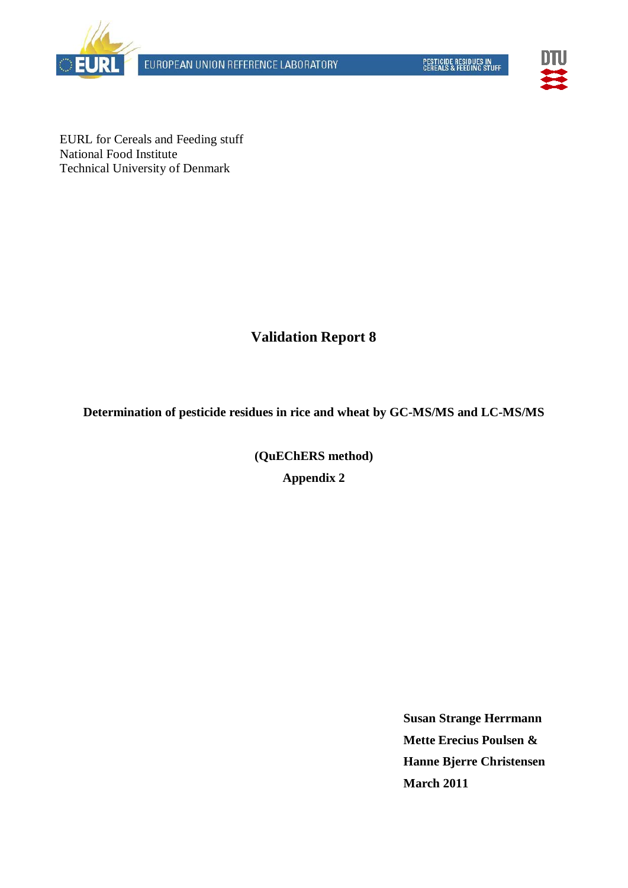EUROPEAN UNION REFERENCE LABORATORY

PESTICIDE RESIDUES IN CEREALS & FEEDING STUFF

EURL for Cereals and Feeding stuff
National Food Institute
Technical University of Denmark

# Validation Report 8

**Determination of pesticide residues in rice and wheat by GC-MS/MS and LC-MS/MS**

**(QuEChERS method)**

**Appendix 2**

**Susan Strange Herrmann**
**Mette Erecius Poulsen &**
**Hanne Bjerre Christensen**
**March 2011**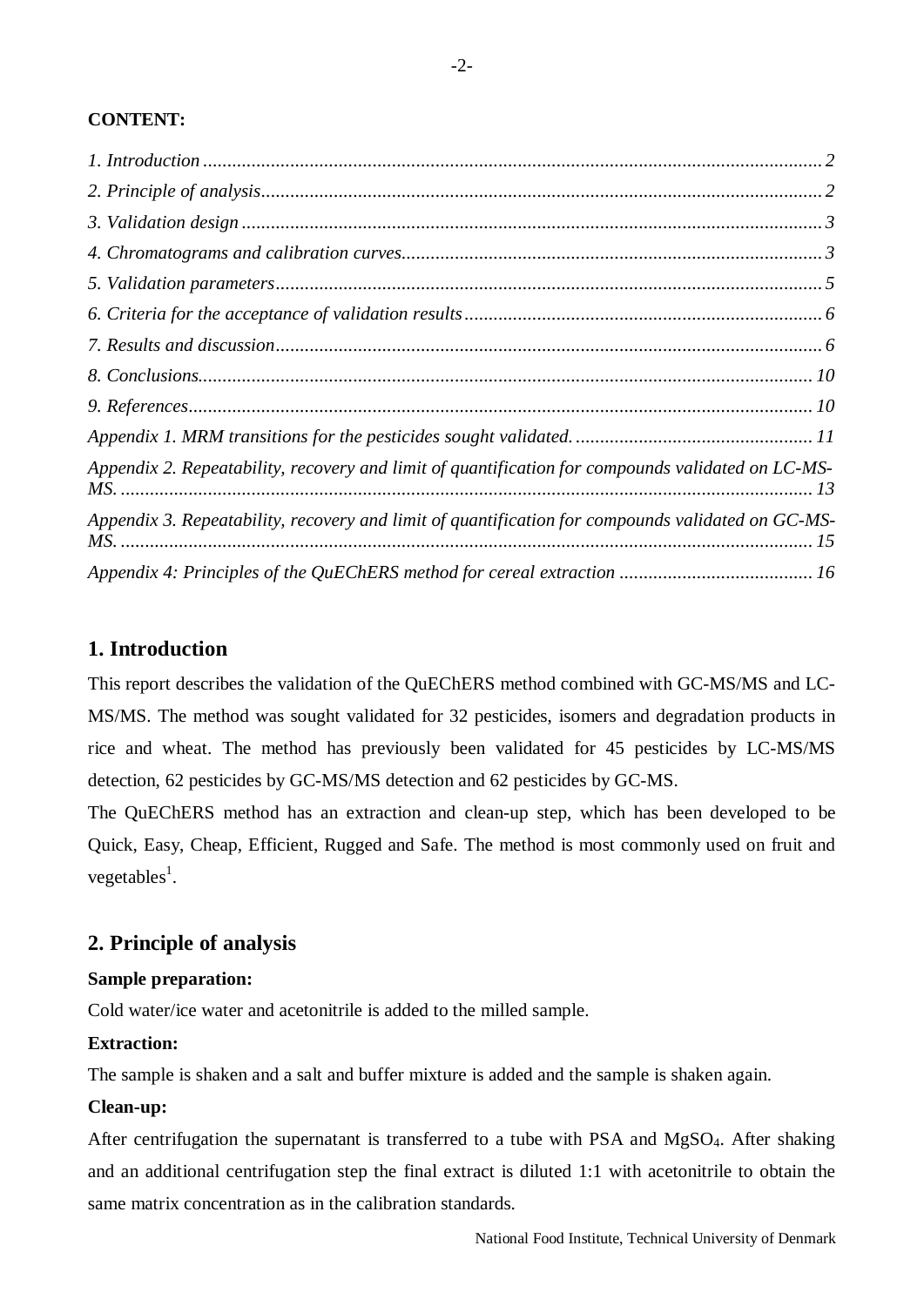**CONTENT:**

*1. Introduction* ............................................................ *2*
*2. Principle of analysis* ............................................................ *2*
*3. Validation design* ............................................................ *3*
*4. Chromatograms and calibration curves* ............................................................ *3*
*5. Validation parameters* ............................................................ *5*
*6. Criteria for the acceptance of validation results* ............................................................ *6*
*7. Results and discussion* ............................................................ *6*
*8. Conclusions* ............................................................ *10*
*9. References* ............................................................ *10*
*Appendix 1. MRM transitions for the pesticides sought validated.* ............................................................ *11*
*Appendix 2. Repeatability, recovery and limit of quantification for compounds validated on LC-MS-MS.* ............................................................ *13*
*Appendix 3. Repeatability, recovery and limit of quantification for compounds validated on GC-MS-MS.* ............................................................ *15*
*Appendix 4: Principles of the QuEChERS method for cereal extraction* ............................................................ *16*

## 1. Introduction

This report describes the validation of the QuEChERS method combined with GC-MS/MS and LC-MS/MS. The method was sought validated for 32 pesticides, isomers and degradation products in rice and wheat. The method has previously been validated for 45 pesticides by LC-MS/MS detection, 62 pesticides by GC-MS/MS detection and 62 pesticides by GC-MS.

The QuEChERS method has an extraction and clean-up step, which has been developed to be Quick, Easy, Cheap, Efficient, Rugged and Safe. The method is most commonly used on fruit and vegetables[1].

## 2. Principle of analysis

**Sample preparation:**

Cold water/ice water and acetonitrile is added to the milled sample.

**Extraction:**

The sample is shaken and a salt and buffer mixture is added and the sample is shaken again.

**Clean-up:**

After centrifugation the supernatant is transferred to a tube with PSA and $MgSO_4$. After shaking and an additional centrifugation step the final extract is diluted 1:1 with acetonitrile to obtain the same matrix concentration as in the calibration standards.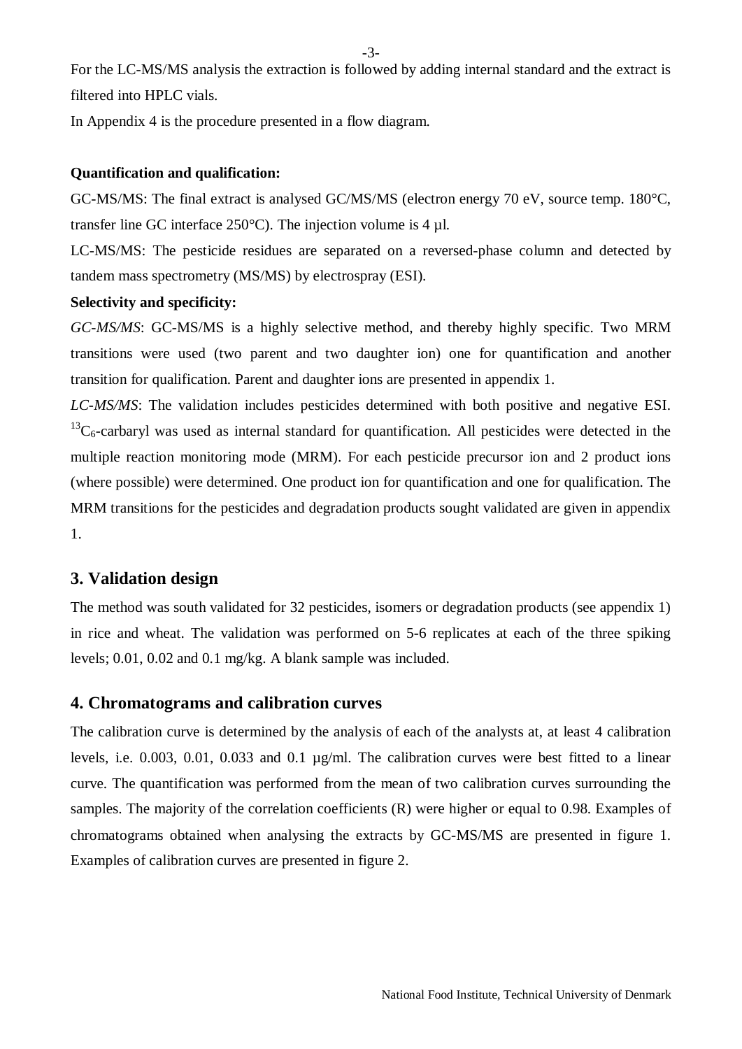For the LC-MS/MS analysis the extraction is followed by adding internal standard and the extract is filtered into HPLC vials.

In Appendix 4 is the procedure presented in a flow diagram.

**Quantification and qualification:**

GC-MS/MS: The final extract is analysed GC/MS/MS (electron energy 70 eV, source temp. 180°C, transfer line GC interface 250°C). The injection volume is 4 µl.

LC-MS/MS: The pesticide residues are separated on a reversed-phase column and detected by tandem mass spectrometry (MS/MS) by electrospray (ESI).

**Selectivity and specificity:**

*GC-MS/MS*: GC-MS/MS is a highly selective method, and thereby highly specific. Two MRM transitions were used (two parent and two daughter ion) one for quantification and another transition for qualification. Parent and daughter ions are presented in appendix 1.

*LC-MS/MS*: The validation includes pesticides determined with both positive and negative ESI. $^{13}C_6$-carbaryl was used as internal standard for quantification. All pesticides were detected in the multiple reaction monitoring mode (MRM). For each pesticide precursor ion and 2 product ions (where possible) were determined. One product ion for quantification and one for qualification. The MRM transitions for the pesticides and degradation products sought validated are given in appendix 1.

## 3. Validation design

The method was south validated for 32 pesticides, isomers or degradation products (see appendix 1) in rice and wheat. The validation was performed on 5-6 replicates at each of the three spiking levels; 0.01, 0.02 and 0.1 mg/kg. A blank sample was included.

## 4. Chromatograms and calibration curves

The calibration curve is determined by the analysis of each of the analysts at, at least 4 calibration levels, i.e. 0.003, 0.01, 0.033 and 0.1 µg/ml. The calibration curves were best fitted to a linear curve. The quantification was performed from the mean of two calibration curves surrounding the samples. The majority of the correlation coefficients (R) were higher or equal to 0.98. Examples of chromatograms obtained when analysing the extracts by GC-MS/MS are presented in figure 1. Examples of calibration curves are presented in figure 2.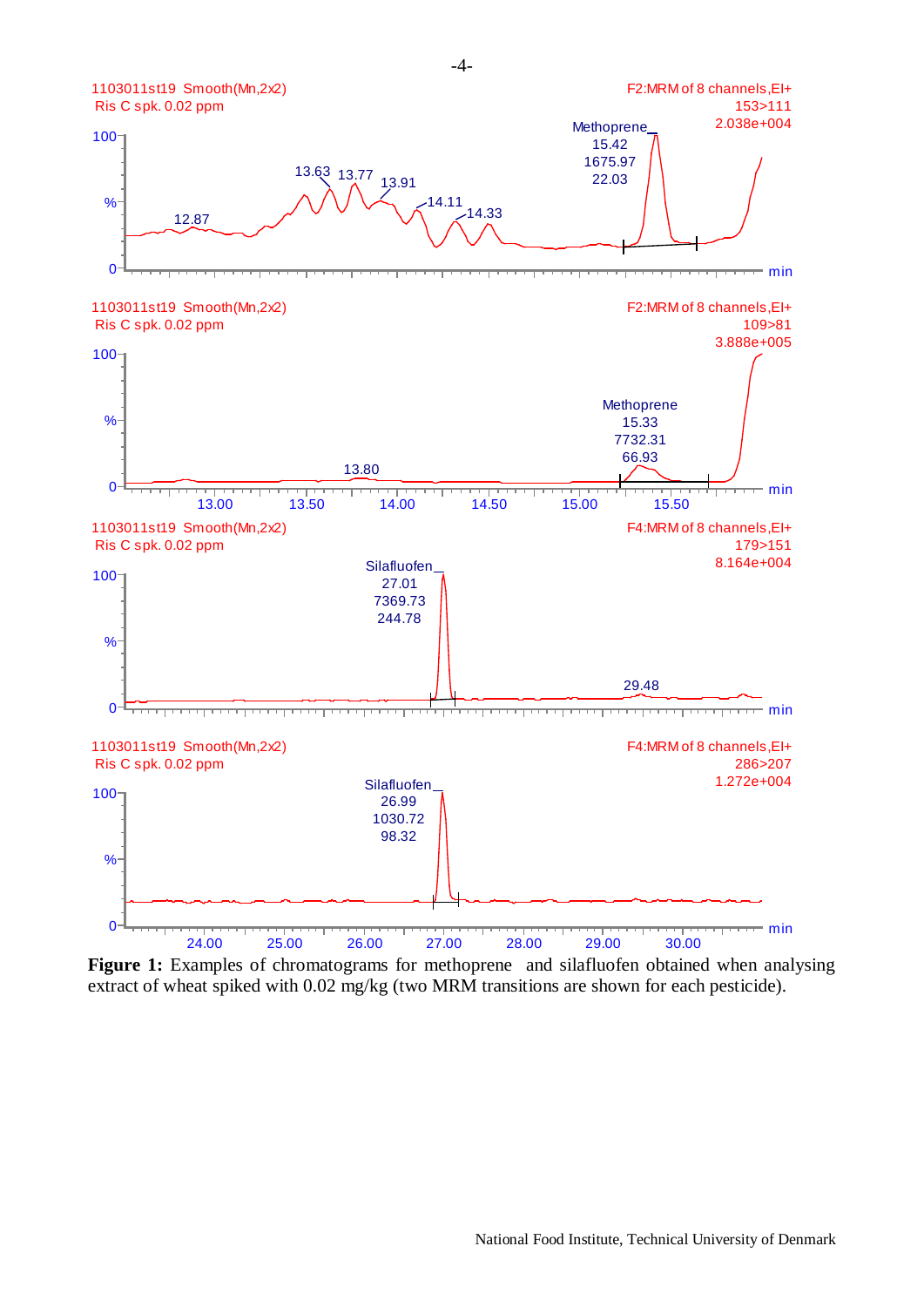**Figure 1:** Examples of chromatograms for methoprene and silafluofen obtained when analysing extract of wheat spiked with 0.02 mg/kg (two MRM transitions are shown for each pesticide).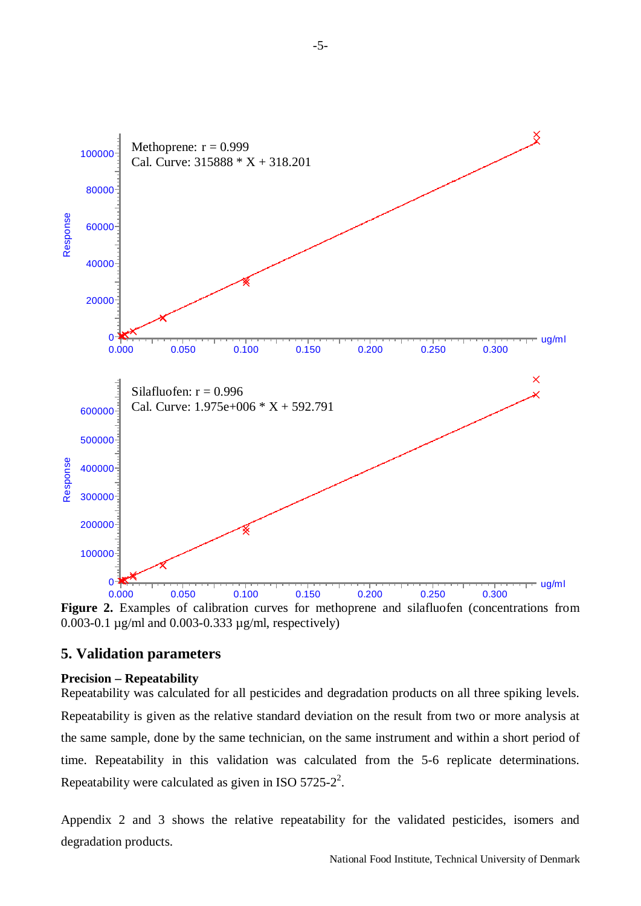**Figure 2.** Examples of calibration curves for methoprene and silafluofen (concentrations from 0.003-0.1 µg/ml and 0.003-0.333 µg/ml, respectively)

## 5. Validation parameters

**Precision – Repeatability**

Repeatability was calculated for all pesticides and degradation products on all three spiking levels. Repeatability is given as the relative standard deviation on the result from two or more analysis at the same sample, done by the same technician, on the same instrument and within a short period of time. Repeatability in this validation was calculated from the 5-6 replicate determinations. Repeatability were calculated as given in ISO 5725-2[2].

Appendix 2 and 3 shows the relative repeatability for the validated pesticides, isomers and degradation products.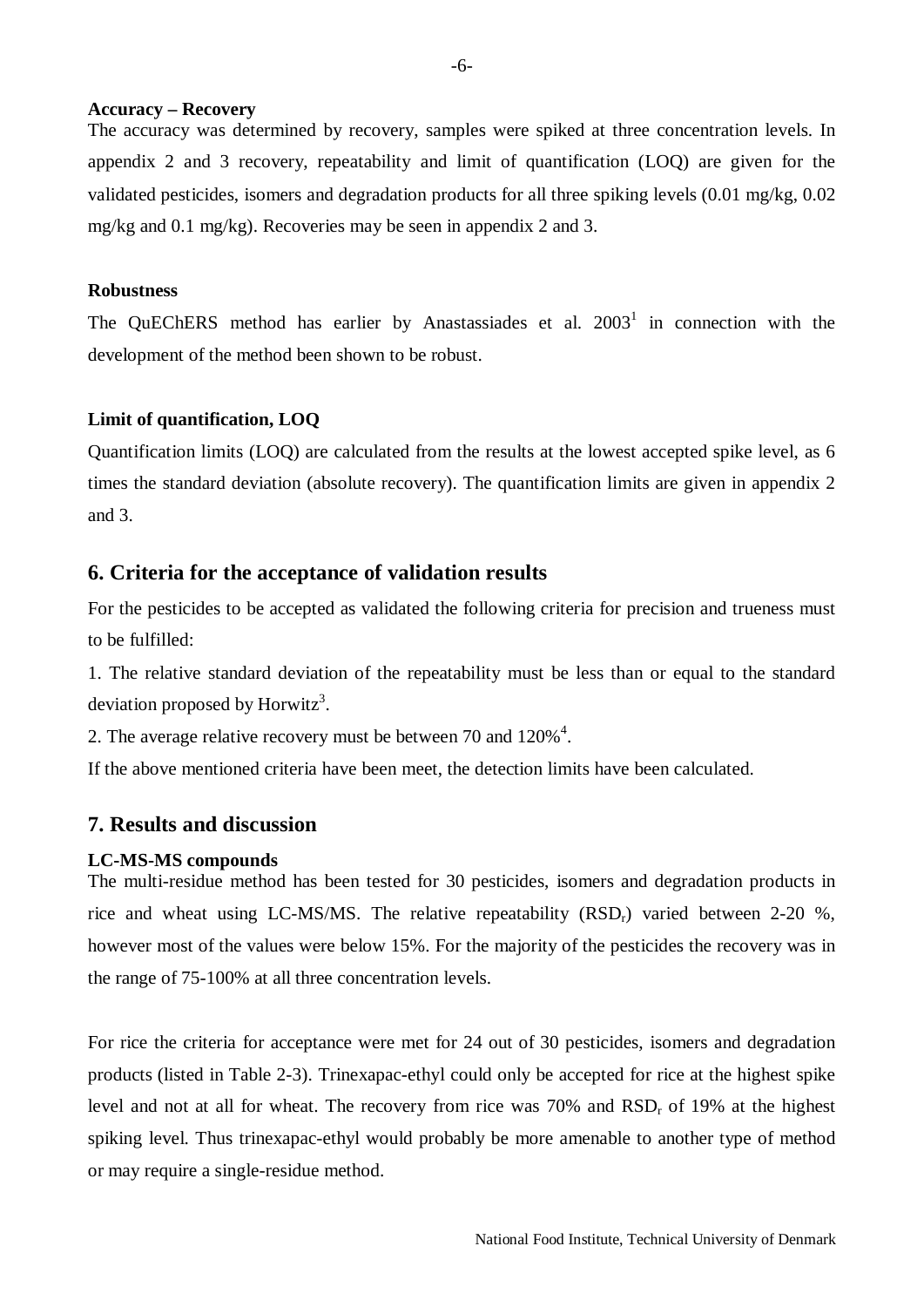**Accuracy – Recovery**

The accuracy was determined by recovery, samples were spiked at three concentration levels. In appendix 2 and 3 recovery, repeatability and limit of quantification (LOQ) are given for the validated pesticides, isomers and degradation products for all three spiking levels (0.01 mg/kg, 0.02 mg/kg and 0.1 mg/kg). Recoveries may be seen in appendix 2 and 3.

**Robustness**

The QuEChERS method has earlier by Anastassiades et al. 2003[1] in connection with the development of the method been shown to be robust.

**Limit of quantification, LOQ**

Quantification limits (LOQ) are calculated from the results at the lowest accepted spike level, as 6 times the standard deviation (absolute recovery). The quantification limits are given in appendix 2 and 3.

## 6. Criteria for the acceptance of validation results

For the pesticides to be accepted as validated the following criteria for precision and trueness must to be fulfilled:

1. The relative standard deviation of the repeatability must be less than or equal to the standard deviation proposed by Horwitz[3].

2. The average relative recovery must be between 70 and 120%[4].

If the above mentioned criteria have been meet, the detection limits have been calculated.

## 7. Results and discussion

**LC-MS-MS compounds**

The multi-residue method has been tested for 30 pesticides, isomers and degradation products in rice and wheat using LC-MS/MS. The relative repeatability ($RSD_r$) varied between 2-20 %, however most of the values were below 15%. For the majority of the pesticides the recovery was in the range of 75-100% at all three concentration levels.

For rice the criteria for acceptance were met for 24 out of 30 pesticides, isomers and degradation products (listed in Table 2-3). Trinexapac-ethyl could only be accepted for rice at the highest spike level and not at all for wheat. The recovery from rice was 70% and $RSD_r$ of 19% at the highest spiking level. Thus trinexapac-ethyl would probably be more amenable to another type of method or may require a single-residue method.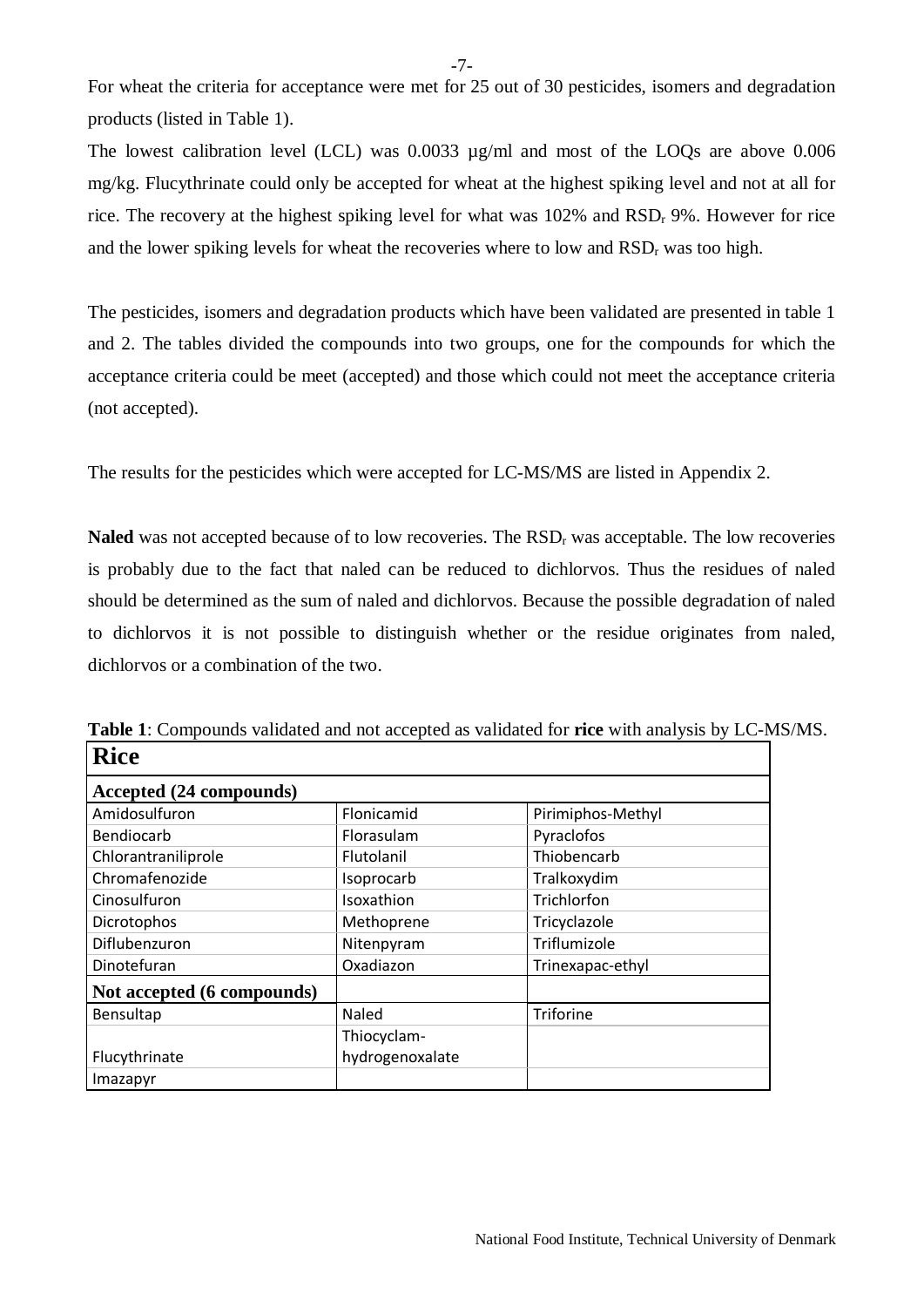For wheat the criteria for acceptance were met for 25 out of 30 pesticides, isomers and degradation products (listed in Table 1).

The lowest calibration level (LCL) was 0.0033 µg/ml and most of the LOQs are above 0.006 mg/kg. Flucythrinate could only be accepted for wheat at the highest spiking level and not at all for rice. The recovery at the highest spiking level for what was 102% and $RSD_r$ 9%. However for rice and the lower spiking levels for wheat the recoveries where to low and $RSD_r$ was too high.

The pesticides, isomers and degradation products which have been validated are presented in table 1 and 2. The tables divided the compounds into two groups, one for the compounds for which the acceptance criteria could be meet (accepted) and those which could not meet the acceptance criteria (not accepted).

The results for the pesticides which were accepted for LC-MS/MS are listed in Appendix 2.

**Naled** was not accepted because of to low recoveries. The $RSD_r$ was acceptable. The low recoveries is probably due to the fact that naled can be reduced to dichlorvos. Thus the residues of naled should be determined as the sum of naled and dichlorvos. Because the possible degradation of naled to dichlorvos it is not possible to distinguish whether or the residue originates from naled, dichlorvos or a combination of the two.

**Table 1**: Compounds validated and not accepted as validated for **rice** with analysis by LC-MS/MS.

| **Rice** | | |
|---|---|---|
| **Accepted (24 compounds)** | | |
| Amidosulfuron | Flonicamid | Pirimiphos-Methyl |
| Bendiocarb | Florasulam | Pyraclofos |
| Chlorantraniliprole | Flutolanil | Thiobencarb |
| Chromafenozide | Isoprocarb | Tralkoxydim |
| Cinosulfuron | Isoxathion | Trichlorfon |
| Dicrotophos | Methoprene | Tricyclazole |
| Diflubenzuron | Nitenpyram | Triflumizole |
| Dinotefuran | Oxadiazon | Trinexapac-ethyl |
| **Not accepted (6 compounds)** | | |
| Bensultap | Naled | Triforine |
| Flucythrinate | Thiocyclam-hydrogenoxalate | |
| Imazapyr | | |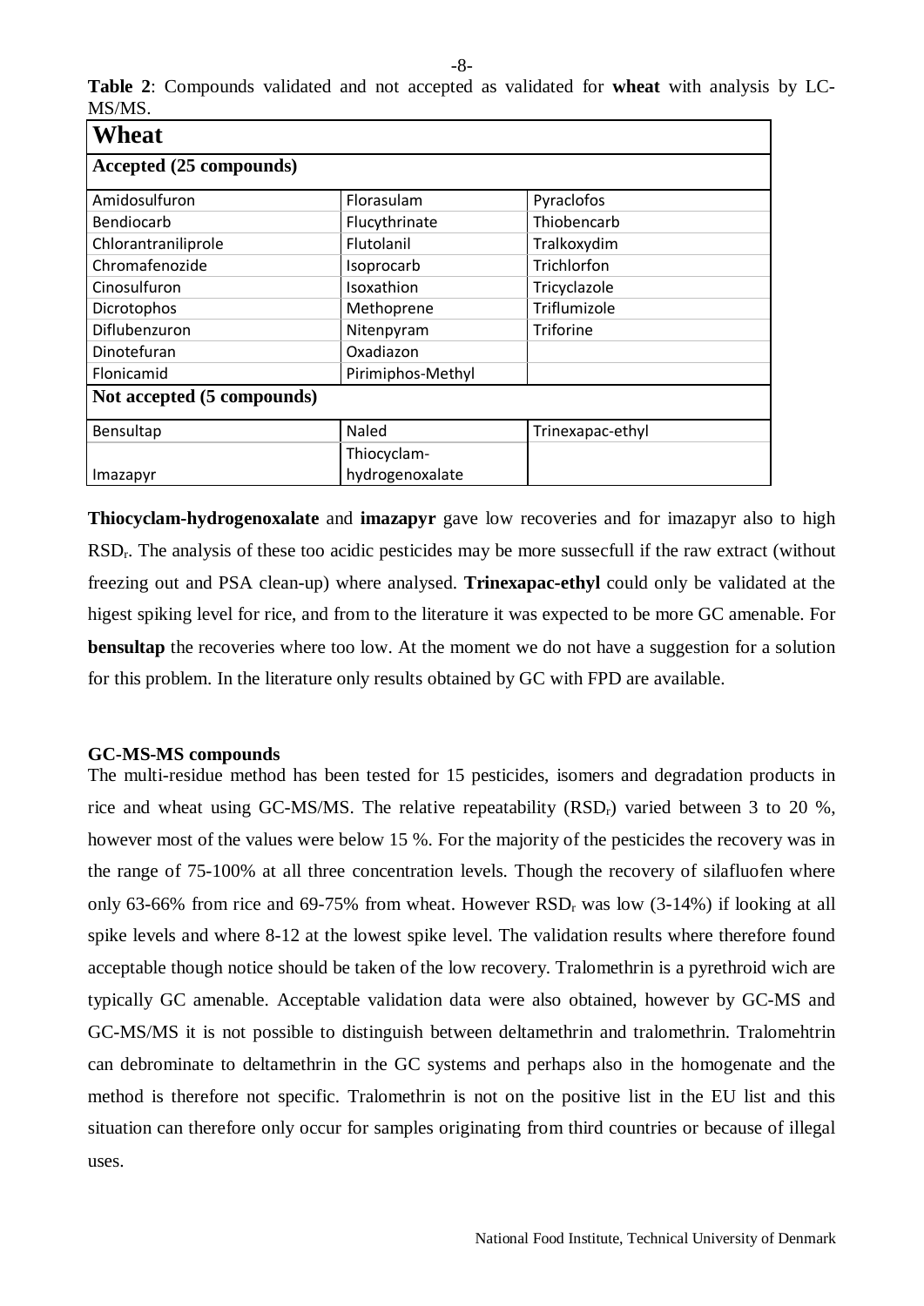**Table 2**: Compounds validated and not accepted as validated for **wheat** with analysis by LC-MS/MS.

| **Wheat** | | |
|---|---|---|
| **Accepted (25 compounds)** | | |
| Amidosulfuron | Florasulam | Pyraclofos |
| Bendiocarb | Flucythrinate | Thiobencarb |
| Chlorantraniliprole | Flutolanil | Tralkoxydim |
| Chromafenozide | Isoprocarb | Trichlorfon |
| Cinosulfuron | Isoxathion | Tricyclazole |
| Dicrotophos | Methoprene | Triflumizole |
| Diflubenzuron | Nitenpyram | Triforine |
| Dinotefuran | Oxadiazon | |
| Flonicamid | Pirimiphos-Methyl | |
| **Not accepted (5 compounds)** | | |
| Bensultap | Naled | Trinexapac-ethyl |
| Imazapyr | Thiocyclam-hydrogenoxalate | |

**Thiocyclam-hydrogenoxalate** and **imazapyr** gave low recoveries and for imazapyr also to high $RSD_r$. The analysis of these too acidic pesticides may be more sussecfull if the raw extract (without freezing out and PSA clean-up) where analysed. **Trinexapac-ethyl** could only be validated at the higest spiking level for rice, and from to the literature it was expected to be more GC amenable. For **bensultap** the recoveries where too low. At the moment we do not have a suggestion for a solution for this problem. In the literature only results obtained by GC with FPD are available.

**GC-MS-MS compounds**

The multi-residue method has been tested for 15 pesticides, isomers and degradation products in rice and wheat using GC-MS/MS. The relative repeatability ($RSD_r$) varied between 3 to 20 %, however most of the values were below 15 %. For the majority of the pesticides the recovery was in the range of 75-100% at all three concentration levels. Though the recovery of silafluofen where only 63-66% from rice and 69-75% from wheat. However $RSD_r$ was low (3-14%) if looking at all spike levels and where 8-12 at the lowest spike level. The validation results where therefore found acceptable though notice should be taken of the low recovery. Tralomethrin is a pyrethroid wich are typically GC amenable. Acceptable validation data were also obtained, however by GC-MS and GC-MS/MS it is not possible to distinguish between deltamethrin and tralomethrin. Tralomehtrin can debrominate to deltamethrin in the GC systems and perhaps also in the homogenate and the method is therefore not specific. Tralomethrin is not on the positive list in the EU list and this situation can therefore only occur for samples originating from third countries or because of illegal uses.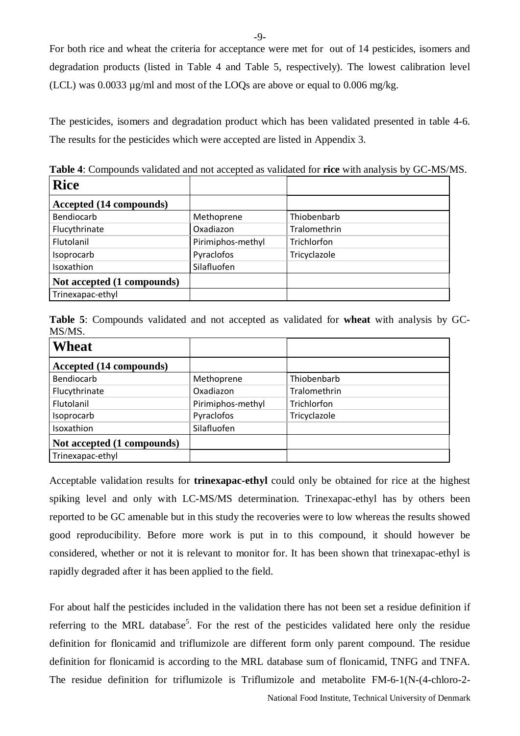For both rice and wheat the criteria for acceptance were met for  out of 14 pesticides, isomers and degradation products (listed in Table 4 and Table 5, respectively). The lowest calibration level (LCL) was 0.0033 µg/ml and most of the LOQs are above or equal to 0.006 mg/kg.

The pesticides, isomers and degradation product which has been validated presented in table 4-6. The results for the pesticides which were accepted are listed in Appendix 3.

**Table 4**: Compounds validated and not accepted as validated for **rice** with analysis by GC-MS/MS.

| **Rice** | | |
|---|---|---|
| **Accepted (14 compounds)** | | |
| Bendiocarb | Methoprene | Thiobenbarb |
| Flucythrinate | Oxadiazon | Tralomethrin |
| Flutolanil | Pirimiphos-methyl | Trichlorfon |
| Isoprocarb | Pyraclofos | Tricyclazole |
| Isoxathion | Silafluofen | |
| **Not accepted (1 compounds)** | | |
| Trinexapac-ethyl | | |

**Table 5**: Compounds validated and not accepted as validated for **wheat** with analysis by GC-MS/MS.

| **Wheat** | | |
|---|---|---|
| **Accepted (14 compounds)** | | |
| Bendiocarb | Methoprene | Thiobenbarb |
| Flucythrinate | Oxadiazon | Tralomethrin |
| Flutolanil | Pirimiphos-methyl | Trichlorfon |
| Isoprocarb | Pyraclofos | Tricyclazole |
| Isoxathion | Silafluofen | |
| **Not accepted (1 compounds)** | | |
| Trinexapac-ethyl | | |

Acceptable validation results for **trinexapac-ethyl** could only be obtained for rice at the highest spiking level and only with LC-MS/MS determination. Trinexapac-ethyl has by others been reported to be GC amenable but in this study the recoveries were to low whereas the results showed good reproducibility. Before more work is put in to this compound, it should however be considered, whether or not it is relevant to monitor for. It has been shown that trinexapac-ethyl is rapidly degraded after it has been applied to the field.

For about half the pesticides included in the validation there has not been set a residue definition if referring to the MRL database[5]. For the rest of the pesticides validated here only the residue definition for flonicamid and triflumizole are different form only parent compound. The residue definition for flonicamid is according to the MRL database sum of flonicamid, TNFG and TNFA. The residue definition for triflumizole is Triflumizole and metabolite FM-6-1(N-(4-chloro-2-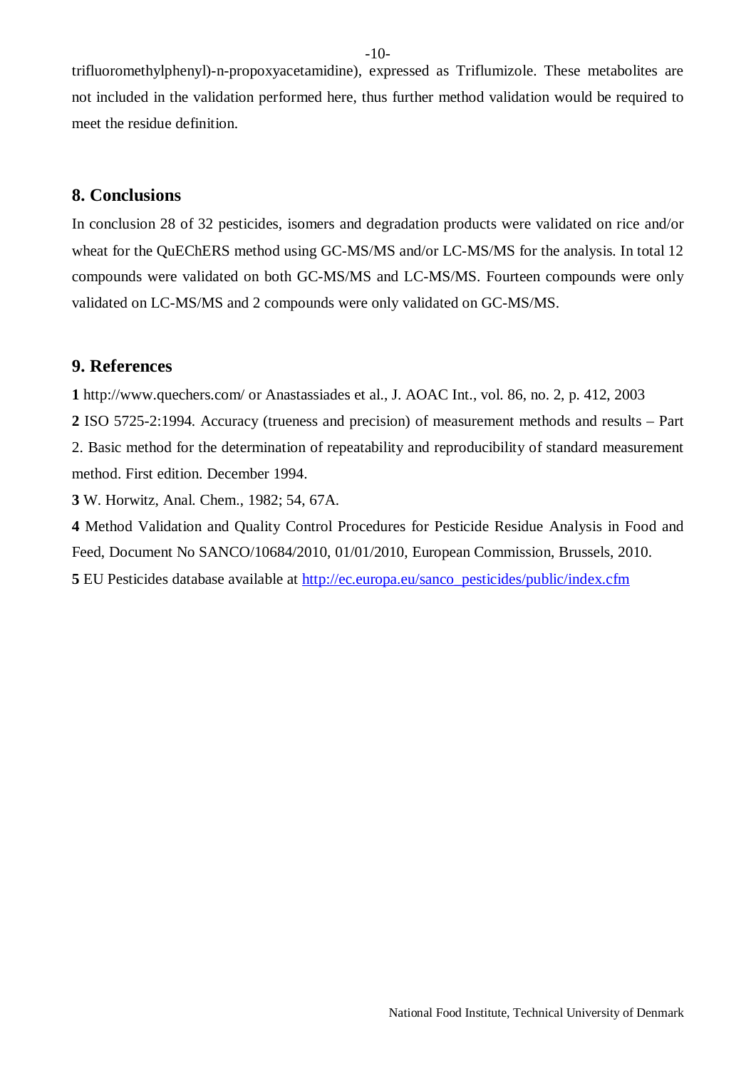trifluoromethylphenyl)-n-propoxyacetamidine), expressed as Triflumizole. These metabolites are not included in the validation performed here, thus further method validation would be required to meet the residue definition.

## 8. Conclusions

In conclusion 28 of 32 pesticides, isomers and degradation products were validated on rice and/or wheat for the QuEChERS method using GC-MS/MS and/or LC-MS/MS for the analysis. In total 12 compounds were validated on both GC-MS/MS and LC-MS/MS. Fourteen compounds were only validated on LC-MS/MS and 2 compounds were only validated on GC-MS/MS.

## 9. References

**1** http://www.quechers.com/ or Anastassiades et al., J. AOAC Int., vol. 86, no. 2, p. 412, 2003

**2** ISO 5725-2:1994. Accuracy (trueness and precision) of measurement methods and results – Part 2. Basic method for the determination of repeatability and reproducibility of standard measurement method. First edition. December 1994.

**3** W. Horwitz, Anal. Chem., 1982; 54, 67A.

**4** Method Validation and Quality Control Procedures for Pesticide Residue Analysis in Food and Feed, Document No SANCO/10684/2010, 01/01/2010, European Commission, Brussels, 2010.

**5** EU Pesticides database available at http://ec.europa.eu/sanco_pesticides/public/index.cfm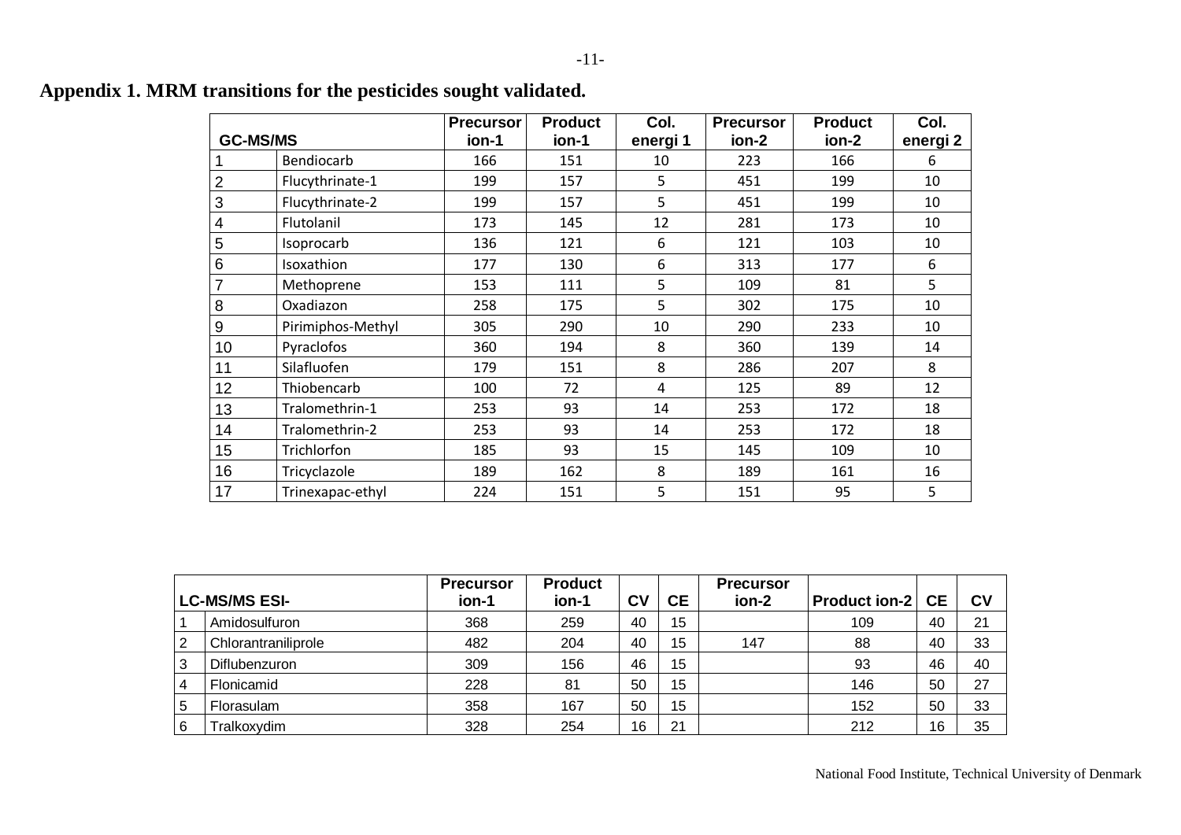**Appendix 1. MRM transitions for the pesticides sought validated.**

| GC-MS/MS | | Precursor ion-1 | Product ion-1 | Col. energi 1 | Precursor ion-2 | Product ion-2 | Col. energi 2 |
|---|---|---|---|---|---|---|---|
| 1 | Bendiocarb | 166 | 151 | 10 | 223 | 166 | 6 |
| 2 | Flucythrinate-1 | 199 | 157 | 5 | 451 | 199 | 10 |
| 3 | Flucythrinate-2 | 199 | 157 | 5 | 451 | 199 | 10 |
| 4 | Flutolanil | 173 | 145 | 12 | 281 | 173 | 10 |
| 5 | Isoprocarb | 136 | 121 | 6 | 121 | 103 | 10 |
| 6 | Isoxathion | 177 | 130 | 6 | 313 | 177 | 6 |
| 7 | Methoprene | 153 | 111 | 5 | 109 | 81 | 5 |
| 8 | Oxadiazon | 258 | 175 | 5 | 302 | 175 | 10 |
| 9 | Pirimiphos-Methyl | 305 | 290 | 10 | 290 | 233 | 10 |
| 10 | Pyraclofos | 360 | 194 | 8 | 360 | 139 | 14 |
| 11 | Silafluofen | 179 | 151 | 8 | 286 | 207 | 8 |
| 12 | Thiobencarb | 100 | 72 | 4 | 125 | 89 | 12 |
| 13 | Tralomethrin-1 | 253 | 93 | 14 | 253 | 172 | 18 |
| 14 | Tralomethrin-2 | 253 | 93 | 14 | 253 | 172 | 18 |
| 15 | Trichlorfon | 185 | 93 | 15 | 145 | 109 | 10 |
| 16 | Tricyclazole | 189 | 162 | 8 | 189 | 161 | 16 |
| 17 | Trinexapac-ethyl | 224 | 151 | 5 | 151 | 95 | 5 |

| LC-MS/MS ESI- | | Precursor ion-1 | Product ion-1 | CV | CE | Precursor ion-2 | Product ion-2 | CE | CV |
|---|---|---|---|---|---|---|---|---|---|
| 1 | Amidosulfuron | 368 | 259 | 40 | 15 | | 109 | 40 | 21 |
| 2 | Chlorantraniliprole | 482 | 204 | 40 | 15 | 147 | 88 | 40 | 33 |
| 3 | Diflubenzuron | 309 | 156 | 46 | 15 | | 93 | 46 | 40 |
| 4 | Flonicamid | 228 | 81 | 50 | 15 | | 146 | 50 | 27 |
| 5 | Florasulam | 358 | 167 | 50 | 15 | | 152 | 50 | 33 |
| 6 | Tralkoxydim | 328 | 254 | 16 | 21 | | 212 | 16 | 35 |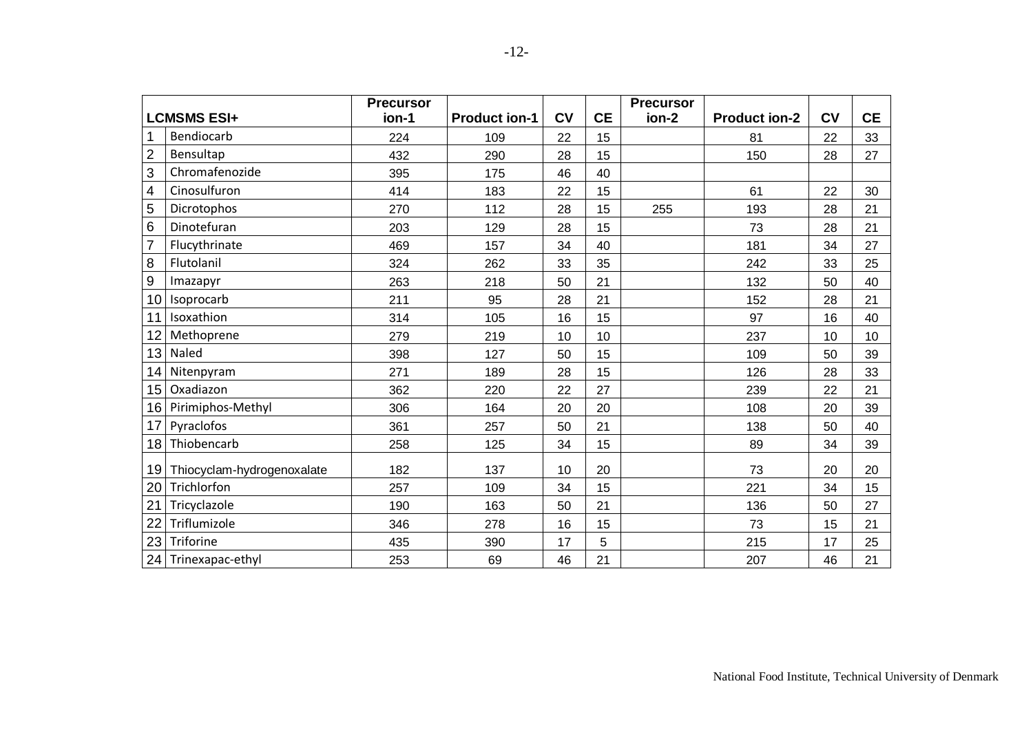| | LCMSMS ESI+ | Precursor ion-1 | Product ion-1 | CV | CE | Precursor ion-2 | Product ion-2 | CV | CE |
|---|---|---|---|---|---|---|---|---|---|
| 1 | Bendiocarb | 224 | 109 | 22 | 15 | | 81 | 22 | 33 |
| 2 | Bensultap | 432 | 290 | 28 | 15 | | 150 | 28 | 27 |
| 3 | Chromafenozide | 395 | 175 | 46 | 40 | | | | |
| 4 | Cinosulfuron | 414 | 183 | 22 | 15 | | 61 | 22 | 30 |
| 5 | Dicrotophos | 270 | 112 | 28 | 15 | 255 | 193 | 28 | 21 |
| 6 | Dinotefuran | 203 | 129 | 28 | 15 | | 73 | 28 | 21 |
| 7 | Flucythrinate | 469 | 157 | 34 | 40 | | 181 | 34 | 27 |
| 8 | Flutolanil | 324 | 262 | 33 | 35 | | 242 | 33 | 25 |
| 9 | Imazapyr | 263 | 218 | 50 | 21 | | 132 | 50 | 40 |
| 10 | Isoprocarb | 211 | 95 | 28 | 21 | | 152 | 28 | 21 |
| 11 | Isoxathion | 314 | 105 | 16 | 15 | | 97 | 16 | 40 |
| 12 | Methoprene | 279 | 219 | 10 | 10 | | 237 | 10 | 10 |
| 13 | Naled | 398 | 127 | 50 | 15 | | 109 | 50 | 39 |
| 14 | Nitenpyram | 271 | 189 | 28 | 15 | | 126 | 28 | 33 |
| 15 | Oxadiazon | 362 | 220 | 22 | 27 | | 239 | 22 | 21 |
| 16 | Pirimiphos-Methyl | 306 | 164 | 20 | 20 | | 108 | 20 | 39 |
| 17 | Pyraclofos | 361 | 257 | 50 | 21 | | 138 | 50 | 40 |
| 18 | Thiobencarb | 258 | 125 | 34 | 15 | | 89 | 34 | 39 |
| 19 | Thiocyclam-hydrogenoxalate | 182 | 137 | 10 | 20 | | 73 | 20 | 20 |
| 20 | Trichlorfon | 257 | 109 | 34 | 15 | | 221 | 34 | 15 |
| 21 | Tricyclazole | 190 | 163 | 50 | 21 | | 136 | 50 | 27 |
| 22 | Triflumizole | 346 | 278 | 16 | 15 | | 73 | 15 | 21 |
| 23 | Triforine | 435 | 390 | 17 | 5 | | 215 | 17 | 25 |
| 24 | Trinexapac-ethyl | 253 | 69 | 46 | 21 | | 207 | 46 | 21 |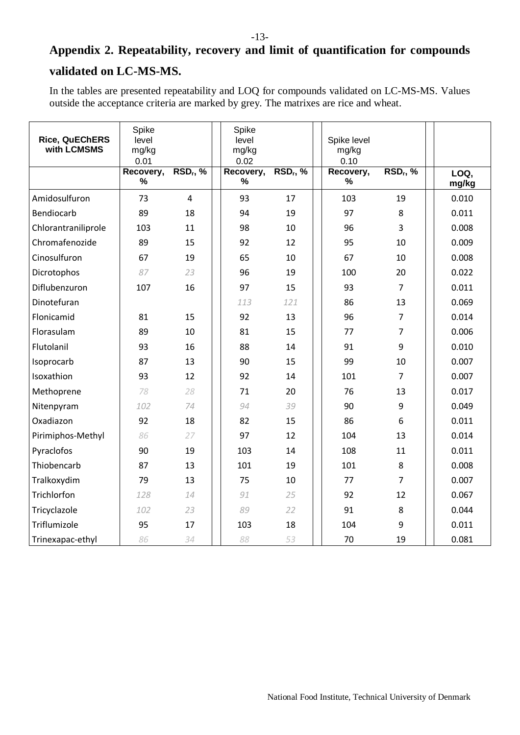## Appendix 2. Repeatability, recovery and limit of quantification for compounds validated on LC-MS-MS.

In the tables are presented repeatability and LOQ for compounds validated on LC-MS-MS. Values outside the acceptance criteria are marked by grey. The matrixes are rice and wheat.

| Rice, QuEChERS with LCMSMS | Spike level mg/kg 0.01 | | Spike level mg/kg 0.02 | | Spike level mg/kg 0.10 | | |
|---|---|---|---|---|---|---|---|
| | Recovery, % | $RSD_r$, % | Recovery, % | $RSD_r$, % | Recovery, % | $RSD_r$, % | LOQ, mg/kg |
| Amidosulfuron | 73 | 4 | 93 | 17 | 103 | 19 | 0.010 |
| Bendiocarb | 89 | 18 | 94 | 19 | 97 | 8 | 0.011 |
| Chlorantraniliprole | 103 | 11 | 98 | 10 | 96 | 3 | 0.008 |
| Chromafenozide | 89 | 15 | 92 | 12 | 95 | 10 | 0.009 |
| Cinosulfuron | 67 | 19 | 65 | 10 | 67 | 10 | 0.008 |
| Dicrotophos | 87 | 23 | 96 | 19 | 100 | 20 | 0.022 |
| Diflubenzuron | 107 | 16 | 97 | 15 | 93 | 7 | 0.011 |
| Dinotefuran | | | 113 | 121 | 86 | 13 | 0.069 |
| Flonicamid | 81 | 15 | 92 | 13 | 96 | 7 | 0.014 |
| Florasulam | 89 | 10 | 81 | 15 | 77 | 7 | 0.006 |
| Flutolanil | 93 | 16 | 88 | 14 | 91 | 9 | 0.010 |
| Isoprocarb | 87 | 13 | 90 | 15 | 99 | 10 | 0.007 |
| Isoxathion | 93 | 12 | 92 | 14 | 101 | 7 | 0.007 |
| Methoprene | 78 | 28 | 71 | 20 | 76 | 13 | 0.017 |
| Nitenpyram | 102 | 74 | 94 | 39 | 90 | 9 | 0.049 |
| Oxadiazon | 92 | 18 | 82 | 15 | 86 | 6 | 0.011 |
| Pirimiphos-Methyl | 86 | 27 | 97 | 12 | 104 | 13 | 0.014 |
| Pyraclofos | 90 | 19 | 103 | 14 | 108 | 11 | 0.011 |
| Thiobencarb | 87 | 13 | 101 | 19 | 101 | 8 | 0.008 |
| Tralkoxydim | 79 | 13 | 75 | 10 | 77 | 7 | 0.007 |
| Trichlorfon | 128 | 14 | 91 | 25 | 92 | 12 | 0.067 |
| Tricyclazole | 102 | 23 | 89 | 22 | 91 | 8 | 0.044 |
| Triflumizole | 95 | 17 | 103 | 18 | 104 | 9 | 0.011 |
| Trinexapac-ethyl | 86 | 34 | 88 | 53 | 70 | 19 | 0.081 |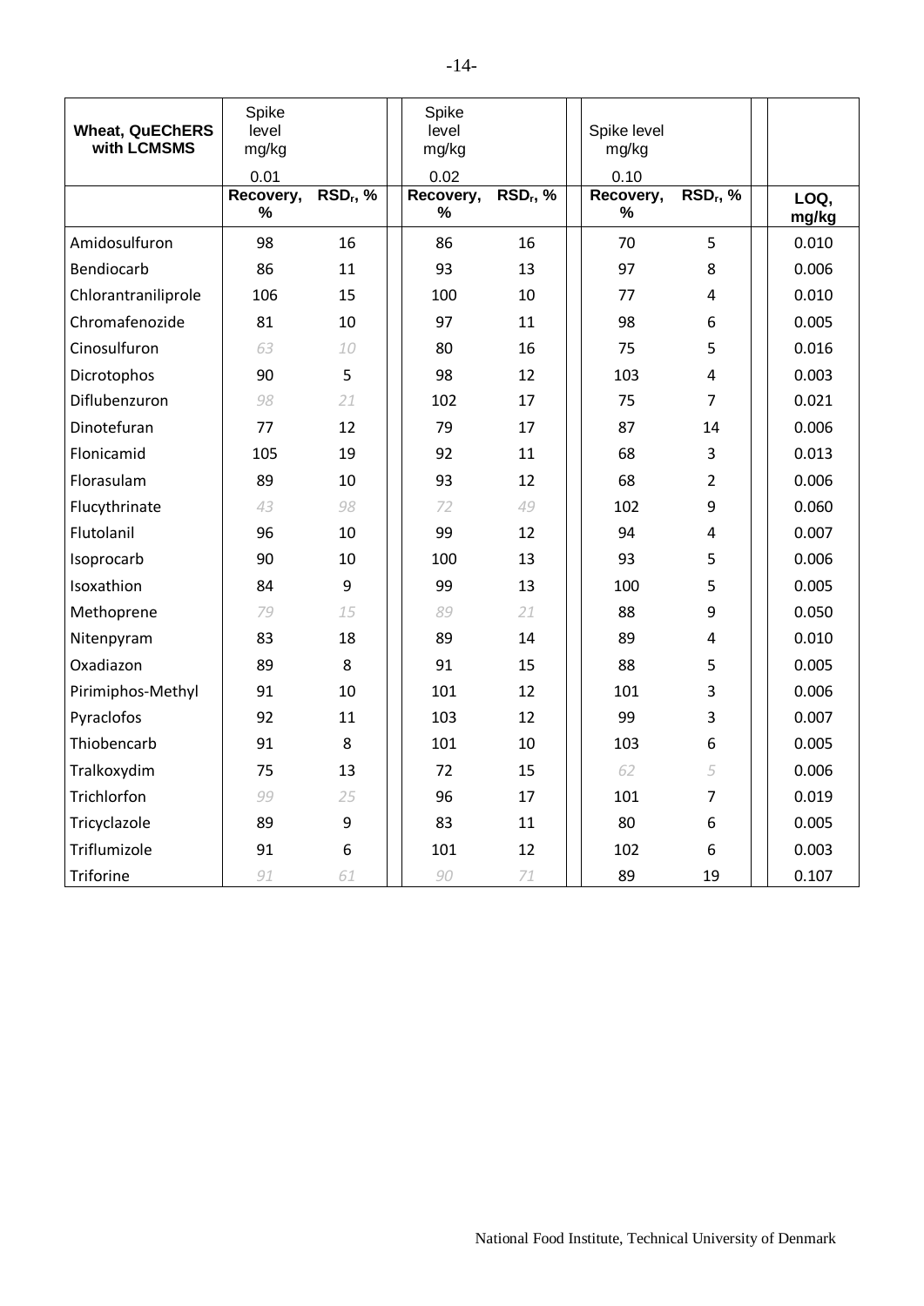| Wheat, QuEChERS with LCMSMS | Spike level mg/kg 0.01 | | Spike level mg/kg 0.02 | | Spike level mg/kg 0.10 | | |
|---|---|---|---|---|---|---|---|
| | Recovery, % | $RSD_r$, % | Recovery, % | $RSD_r$, % | Recovery, % | $RSD_r$, % | LOQ, mg/kg |
| Amidosulfuron | 98 | 16 | 86 | 16 | 70 | 5 | 0.010 |
| Bendiocarb | 86 | 11 | 93 | 13 | 97 | 8 | 0.006 |
| Chlorantraniliprole | 106 | 15 | 100 | 10 | 77 | 4 | 0.010 |
| Chromafenozide | 81 | 10 | 97 | 11 | 98 | 6 | 0.005 |
| Cinosulfuron | 63 | 10 | 80 | 16 | 75 | 5 | 0.016 |
| Dicrotophos | 90 | 5 | 98 | 12 | 103 | 4 | 0.003 |
| Diflubenzuron | 98 | 21 | 102 | 17 | 75 | 7 | 0.021 |
| Dinotefuran | 77 | 12 | 79 | 17 | 87 | 14 | 0.006 |
| Flonicamid | 105 | 19 | 92 | 11 | 68 | 3 | 0.013 |
| Florasulam | 89 | 10 | 93 | 12 | 68 | 2 | 0.006 |
| Flucythrinate | 43 | 98 | 72 | 49 | 102 | 9 | 0.060 |
| Flutolanil | 96 | 10 | 99 | 12 | 94 | 4 | 0.007 |
| Isoprocarb | 90 | 10 | 100 | 13 | 93 | 5 | 0.006 |
| Isoxathion | 84 | 9 | 99 | 13 | 100 | 5 | 0.005 |
| Methoprene | 79 | 15 | 89 | 21 | 88 | 9 | 0.050 |
| Nitenpyram | 83 | 18 | 89 | 14 | 89 | 4 | 0.010 |
| Oxadiazon | 89 | 8 | 91 | 15 | 88 | 5 | 0.005 |
| Pirimiphos-Methyl | 91 | 10 | 101 | 12 | 101 | 3 | 0.006 |
| Pyraclofos | 92 | 11 | 103 | 12 | 99 | 3 | 0.007 |
| Thiobencarb | 91 | 8 | 101 | 10 | 103 | 6 | 0.005 |
| Tralkoxydim | 75 | 13 | 72 | 15 | 62 | 5 | 0.006 |
| Trichlorfon | 99 | 25 | 96 | 17 | 101 | 7 | 0.019 |
| Tricyclazole | 89 | 9 | 83 | 11 | 80 | 6 | 0.005 |
| Triflumizole | 91 | 6 | 101 | 12 | 102 | 6 | 0.003 |
| Triforine | 91 | 61 | 90 | 71 | 89 | 19 | 0.107 |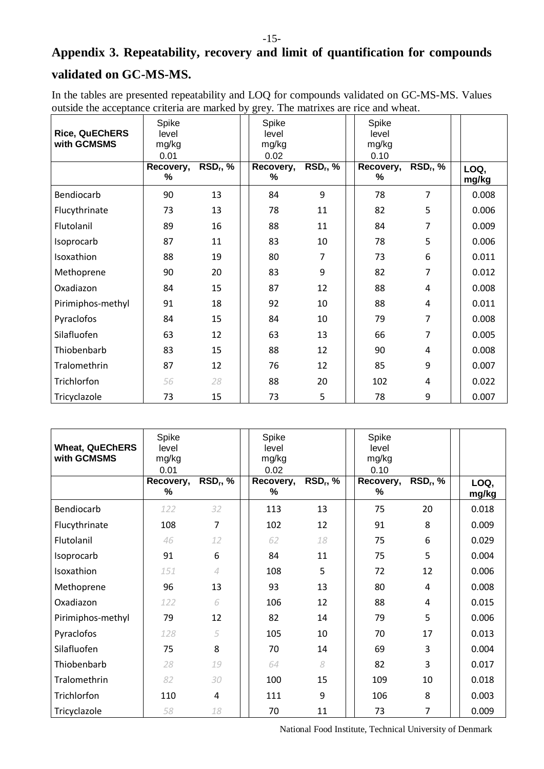# Appendix 3. Repeatability, recovery and limit of quantification for compounds validated on GC-MS-MS.

In the tables are presented repeatability and LOQ for compounds validated on GC-MS-MS. Values outside the acceptance criteria are marked by grey. The matrixes are rice and wheat.

| Rice, QuEChERS with GCMSMS | Spike level mg/kg 0.01 | | Spike level mg/kg 0.02 | | Spike level mg/kg 0.10 | | |
|---|---|---|---|---|---|---|---|
| | Recovery, % | $RSD_r$, % | Recovery, % | $RSD_r$, % | Recovery, % | $RSD_r$, % | LOQ, mg/kg |
| Bendiocarb | 90 | 13 | 84 | 9 | 78 | 7 | 0.008 |
| Flucythrinate | 73 | 13 | 78 | 11 | 82 | 5 | 0.006 |
| Flutolanil | 89 | 16 | 88 | 11 | 84 | 7 | 0.009 |
| Isoprocarb | 87 | 11 | 83 | 10 | 78 | 5 | 0.006 |
| Isoxathion | 88 | 19 | 80 | 7 | 73 | 6 | 0.011 |
| Methoprene | 90 | 20 | 83 | 9 | 82 | 7 | 0.012 |
| Oxadiazon | 84 | 15 | 87 | 12 | 88 | 4 | 0.008 |
| Pirimiphos-methyl | 91 | 18 | 92 | 10 | 88 | 4 | 0.011 |
| Pyraclofos | 84 | 15 | 84 | 10 | 79 | 7 | 0.008 |
| Silafluofen | 63 | 12 | 63 | 13 | 66 | 7 | 0.005 |
| Thiobenbarb | 83 | 15 | 88 | 12 | 90 | 4 | 0.008 |
| Tralomethrin | 87 | 12 | 76 | 12 | 85 | 9 | 0.007 |
| Trichlorfon | *56* | *28* | 88 | 20 | 102 | 4 | 0.022 |
| Tricyclazole | 73 | 15 | 73 | 5 | 78 | 9 | 0.007 |

| Wheat, QuEChERS with GCMSMS | Spike level mg/kg 0.01 | | Spike level mg/kg 0.02 | | Spike level mg/kg 0.10 | | |
|---|---|---|---|---|---|---|---|
| | Recovery, % | $RSD_r$, % | Recovery, % | $RSD_r$, % | Recovery, % | $RSD_r$, % | LOQ, mg/kg |
| Bendiocarb | *122* | *32* | 113 | 13 | 75 | 20 | 0.018 |
| Flucythrinate | 108 | 7 | 102 | 12 | 91 | 8 | 0.009 |
| Flutolanil | *46* | *12* | *62* | *18* | 75 | 6 | 0.029 |
| Isoprocarb | 91 | 6 | 84 | 11 | 75 | 5 | 0.004 |
| Isoxathion | *151* | *4* | 108 | 5 | 72 | 12 | 0.006 |
| Methoprene | 96 | 13 | 93 | 13 | 80 | 4 | 0.008 |
| Oxadiazon | *122* | *6* | 106 | 12 | 88 | 4 | 0.015 |
| Pirimiphos-methyl | 79 | 12 | 82 | 14 | 79 | 5 | 0.006 |
| Pyraclofos | *128* | *5* | 105 | 10 | 70 | 17 | 0.013 |
| Silafluofen | 75 | 8 | 70 | 14 | 69 | 3 | 0.004 |
| Thiobenbarb | *28* | *19* | *64* | *8* | 82 | 3 | 0.017 |
| Tralomethrin | *82* | *30* | 100 | 15 | 109 | 10 | 0.018 |
| Trichlorfon | 110 | 4 | 111 | 9 | 106 | 8 | 0.003 |
| Tricyclazole | *58* | *18* | 70 | 11 | 73 | 7 | 0.009 |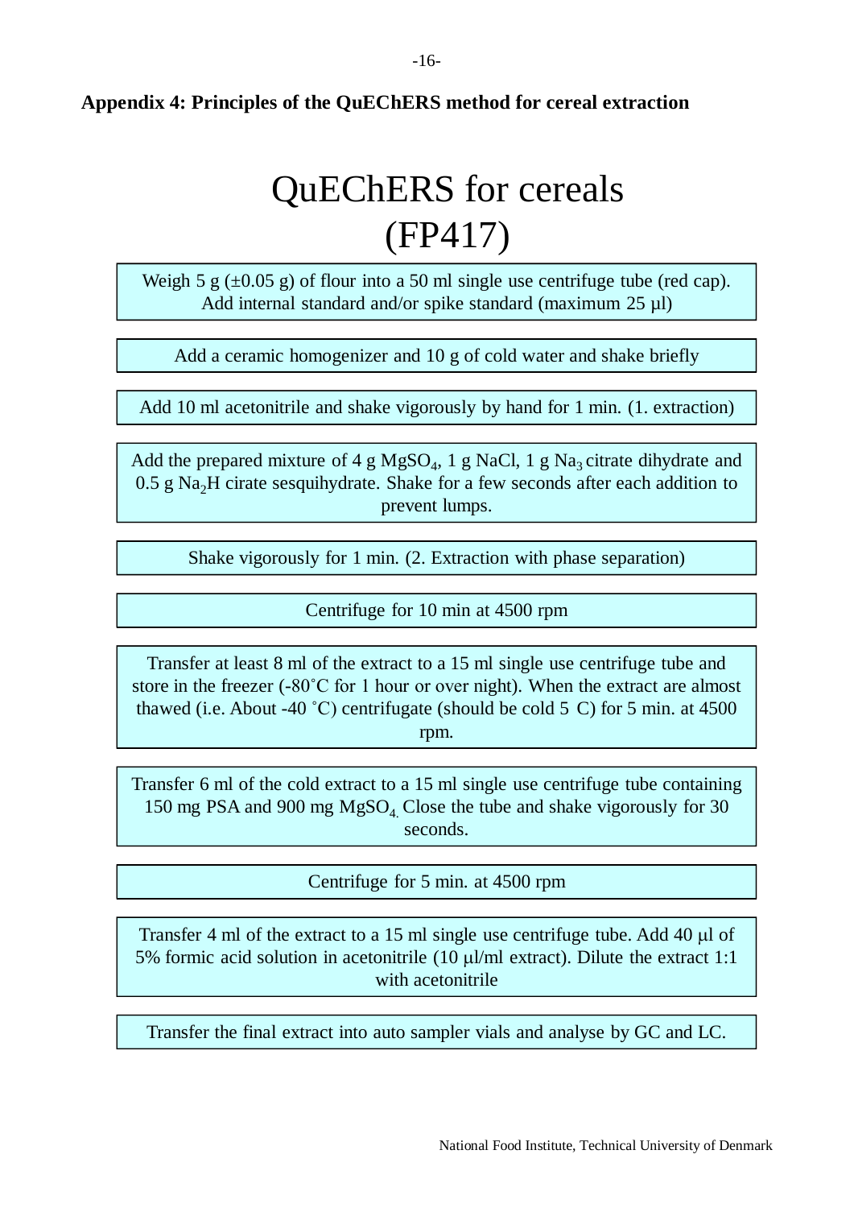## Appendix 4: Principles of the QuEChERS method for cereal extraction

# QuEChERS for cereals (FP417)

Weigh 5 g (±0.05 g) of flour into a 50 ml single use centrifuge tube (red cap). Add internal standard and/or spike standard (maximum 25 µl)

Add a ceramic homogenizer and 10 g of cold water and shake briefly

Add 10 ml acetonitrile and shake vigorously by hand for 1 min. (1. extraction)

Add the prepared mixture of 4 g $MgSO_4$, 1 g NaCl, 1 g $Na_3$ citrate dihydrate and 0.5 g $Na_2H$ cirate sesquihydrate. Shake for a few seconds after each addition to prevent lumps.

Shake vigorously for 1 min. (2. Extraction with phase separation)

Centrifuge for 10 min at 4500 rpm

Transfer at least 8 ml of the extract to a 15 ml single use centrifuge tube and store in the freezer (-80˚C for 1 hour or over night). When the extract are almost thawed (i.e. About -40 ˚C) centrifugate (should be cold 5 C) for 5 min. at 4500 rpm.

Transfer 6 ml of the cold extract to a 15 ml single use centrifuge tube containing 150 mg PSA and 900 mg $MgSO_4$. Close the tube and shake vigorously for 30 seconds.

Centrifuge for 5 min. at 4500 rpm

Transfer 4 ml of the extract to a 15 ml single use centrifuge tube. Add 40 µl of 5% formic acid solution in acetonitrile (10 µl/ml extract). Dilute the extract 1:1 with acetonitrile

Transfer the final extract into auto sampler vials and analyse by GC and LC.